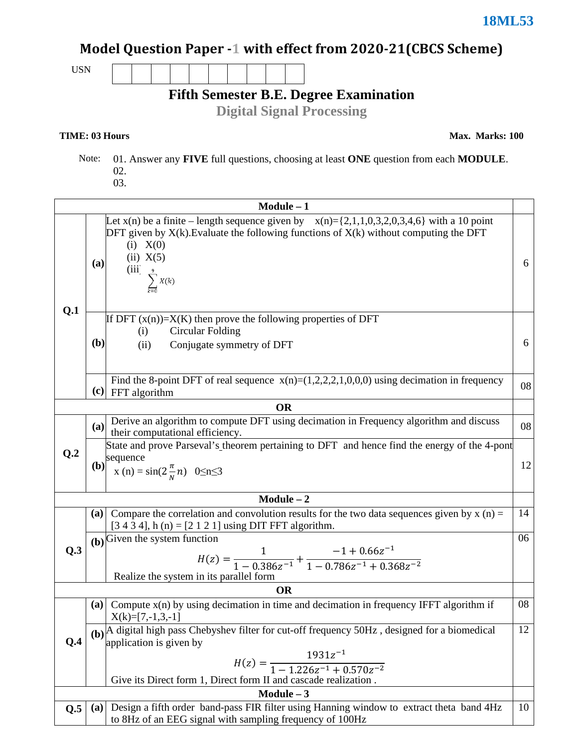18ML53

# Model Question Paper -1 with effect from 2020-21(CBCS Scheme)

USN

## Fifth Semester B.E. Degree Examination

## Digital Signal Processing

**TIME: 03 Hours** **Max. Marks: 100**

Note: 01. Answer any **FIVE** full questions, choosing at least **ONE** question from each **MODULE**.
02.
03.

| | | **Module – 1** | |
|---|---|---|---|
| **Q.1** | **(a)** | Let x(n) be a finite – length sequence given by x(n)={2,1,1,0,3,2,0,3,4,6} with a 10 point DFT given by X(k).Evaluate the following functions of X(k) without computing the DFT<br>(i) X(0)<br>(ii) X(5)<br>(iii) $\sum_{k=0}^{9} X(k)$ | 6 |
| | **(b)** | If DFT (x(n))=X(K) then prove the following properties of DFT<br>(i) Circular Folding<br>(ii) Conjugate symmetry of DFT | 6 |
| | **(c)** | Find the 8-point DFT of real sequence x(n)=(1,2,2,2,1,0,0,0) using decimation in frequency FFT algorithm | 08 |
| | | **OR** | |
| **Q.2** | **(a)** | Derive an algorithm to compute DFT using decimation in Frequency algorithm and discuss their computational efficiency. | 08 |
| | **(b)** | State and prove Parseval's theorem pertaining to DFT and hence find the energy of the 4-pont sequence<br>x (n) = sin(2$\frac{\pi}{N}n$) 0≤n≤3 | 12 |
| | | **Module – 2** | |
| **Q.3** | **(a)** | Compare the correlation and convolution results for the two data sequences given by x (n) = [3 4 3 4], h (n) = [2 1 2 1] using DIT FFT algorithm. | 14 |
| | **(b)** | Given the system function<br>$$H(z) = \frac{1}{1 - 0.386z^{-1}} + \frac{-1 + 0.66z^{-1}}{1 - 0.786z^{-1} + 0.368z^{-2}}$$<br>Realize the system in its parallel form | 06 |
| | | **OR** | |
| **Q.4** | **(a)** | Compute x(n) by using decimation in time and decimation in frequency IFFT algorithm if X(k)=[7,-1,3,-1] | 08 |
| | **(b)** | A digital high pass Chebyshev filter for cut-off frequency 50Hz , designed for a biomedical application is given by<br>$$H(z) = \frac{1931z^{-1}}{1 - 1.226z^{-1} + 0.570z^{-2}}$$<br>Give its Direct form 1, Direct form II and cascade realization . | 12 |
| | | **Module – 3** | |
| **Q.5** | **(a)** | Design a fifth order band-pass FIR filter using Hanning window to extract theta band 4Hz to 8Hz of an EEG signal with sampling frequency of 100Hz | 10 |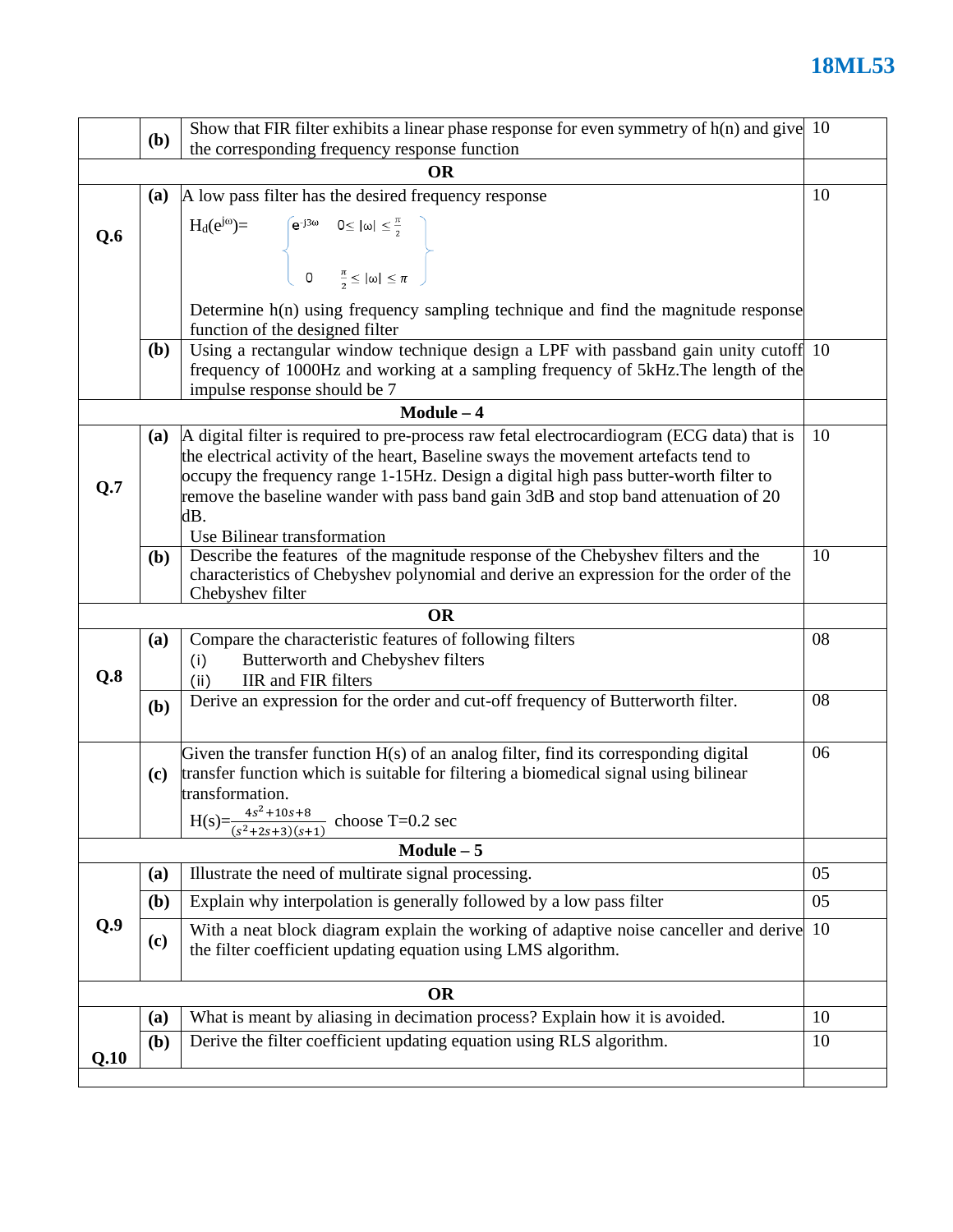| | | | |
|---|---|---|---|
| | **(b)** | Show that FIR filter exhibits a linear phase response for even symmetry of h(n) and give the corresponding frequency response function | 10 |
| | | **OR** | |
| **Q.6** | **(a)** | A low pass filter has the desired frequency response<br>$H_d(e^{j\omega}) = \begin{cases} e^{-j3\omega} & 0 \leq \lvert\omega\rvert \leq \frac{\pi}{2} \\ 0 & \frac{\pi}{2} \leq \lvert\omega\rvert \leq \pi \end{cases}$<br>Determine h(n) using frequency sampling technique and find the magnitude response function of the designed filter | 10 |
| | **(b)** | Using a rectangular window technique design a LPF with passband gain unity cutoff frequency of 1000Hz and working at a sampling frequency of 5kHz.The length of the impulse response should be 7 | 10 |
| | | **Module – 4** | |
| **Q.7** | **(a)** | A digital filter is required to pre-process raw fetal electrocardiogram (ECG data) that is the electrical activity of the heart, Baseline sways the movement artefacts tend to occupy the frequency range 1-15Hz. Design a digital high pass butter-worth filter to remove the baseline wander with pass band gain 3dB and stop band attenuation of 20 dB.<br>Use Bilinear transformation | 10 |
| | **(b)** | Describe the features of the magnitude response of the Chebyshev filters and the characteristics of Chebyshev polynomial and derive an expression for the order of the Chebyshev filter | 10 |
| | | **OR** | |
| **Q.8** | **(a)** | Compare the characteristic features of following filters<br>(i) Butterworth and Chebyshev filters<br>(ii) IIR and FIR filters | 08 |
| | **(b)** | Derive an expression for the order and cut-off frequency of Butterworth filter. | 08 |
| | **(c)** | Given the transfer function H(s) of an analog filter, find its corresponding digital transfer function which is suitable for filtering a biomedical signal using bilinear transformation.<br>$H(s)=\frac{4s^2+10s+8}{(s^2+2s+3)(s+1)}$ choose T=0.2 sec | 06 |
| | | **Module – 5** | |
| **Q.9** | **(a)** | Illustrate the need of multirate signal processing. | 05 |
| | **(b)** | Explain why interpolation is generally followed by a low pass filter | 05 |
| | **(c)** | With a neat block diagram explain the working of adaptive noise canceller and derive the filter coefficient updating equation using LMS algorithm. | 10 |
| | | **OR** | |
| **Q.10** | **(a)** | What is meant by aliasing in decimation process? Explain how it is avoided. | 10 |
| | **(b)** | Derive the filter coefficient updating equation using RLS algorithm. | 10 |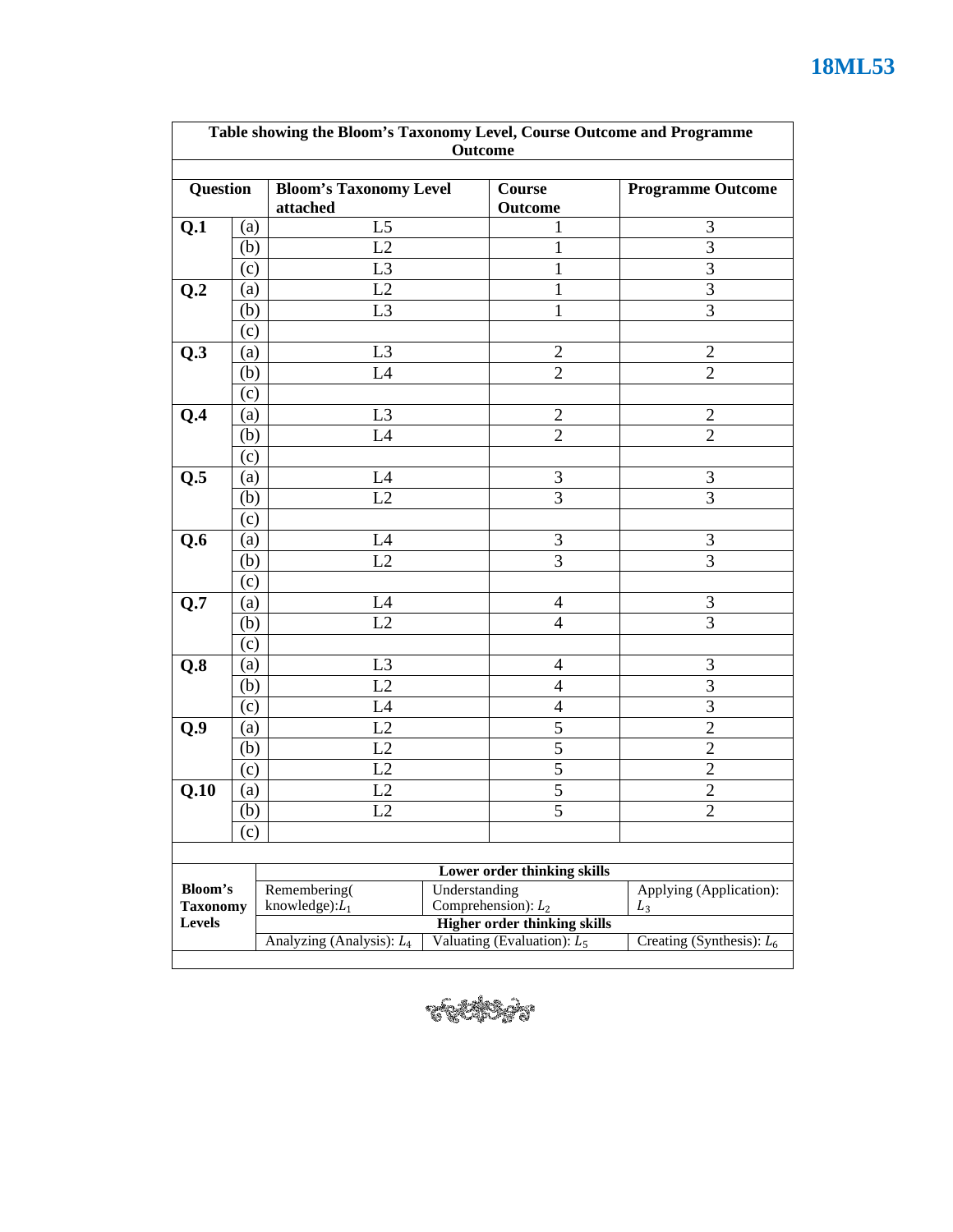**Table showing the Bloom's Taxonomy Level, Course Outcome and Programme Outcome**

| Question | | Bloom's Taxonomy Level attached | Course Outcome | Programme Outcome |
|---|---|---|---|---|
| Q.1 | (a) | L5 | 1 | 3 |
| | (b) | L2 | 1 | 3 |
| | (c) | L3 | 1 | 3 |
| Q.2 | (a) | L2 | 1 | 3 |
| | (b) | L3 | 1 | 3 |
| | (c) | | | |
| Q.3 | (a) | L3 | 2 | 2 |
| | (b) | L4 | 2 | 2 |
| | (c) | | | |
| Q.4 | (a) | L3 | 2 | 2 |
| | (b) | L4 | 2 | 2 |
| | (c) | | | |
| Q.5 | (a) | L4 | 3 | 3 |
| | (b) | L2 | 3 | 3 |
| | (c) | | | |
| Q.6 | (a) | L4 | 3 | 3 |
| | (b) | L2 | 3 | 3 |
| | (c) | | | |
| Q.7 | (a) | L4 | 4 | 3 |
| | (b) | L2 | 4 | 3 |
| | (c) | | | |
| Q.8 | (a) | L3 | 4 | 3 |
| | (b) | L2 | 4 | 3 |
| | (c) | L4 | 4 | 3 |
| Q.9 | (a) | L2 | 5 | 2 |
| | (b) | L2 | 5 | 2 |
| | (c) | L2 | 5 | 2 |
| Q.10 | (a) | L2 | 5 | 2 |
| | (b) | L2 | 5 | 2 |
| | (c) | | | |

| Bloom's Taxonomy Levels | Lower order thinking skills | | |
|---|---|---|---|
| | Remembering( knowledge): $L_1$ | Understanding Comprehension): $L_2$ | Applying (Application): $L_3$ |
| | **Higher order thinking skills** | | |
| | Analyzing (Analysis): $L_4$ | Valuating (Evaluation): $L_5$ | Creating (Synthesis): $L_6$ |